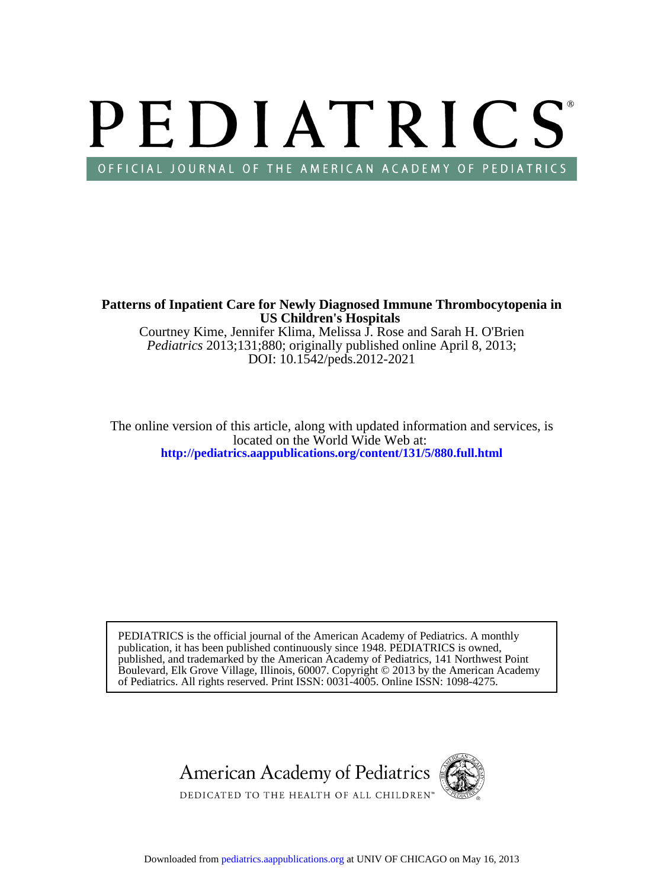# PEDIATRICS

OFFICIAL JOURNAL OF THE AMERICAN ACADEMY OF PEDIATRICS

**Patterns of Inpatient Care for Newly Diagnosed Immune Thrombocytopenia in US Children's Hospitals**

Courtney Kime, Jennifer Klima, Melissa J. Rose and Sarah H. O'Brien

*Pediatrics* 2013;131;880; originally published online April 8, 2013;

DOI: 10.1542/peds.2012-2021

The online version of this article, along with updated information and services, is located on the World Wide Web at:

**http://pediatrics.aappublications.org/content/131/5/880.full.html**

PEDIATRICS is the official journal of the American Academy of Pediatrics. A monthly publication, it has been published continuously since 1948. PEDIATRICS is owned, published, and trademarked by the American Academy of Pediatrics, 141 Northwest Point Boulevard, Elk Grove Village, Illinois, 60007. Copyright © 2013 by the American Academy of Pediatrics. All rights reserved. Print ISSN: 0031-4005. Online ISSN: 1098-4275.

American Academy of Pediatrics

DEDICATED TO THE HEALTH OF ALL CHILDREN™

Downloaded from pediatrics.aappublications.org at UNIV OF CHICAGO on May 16, 2013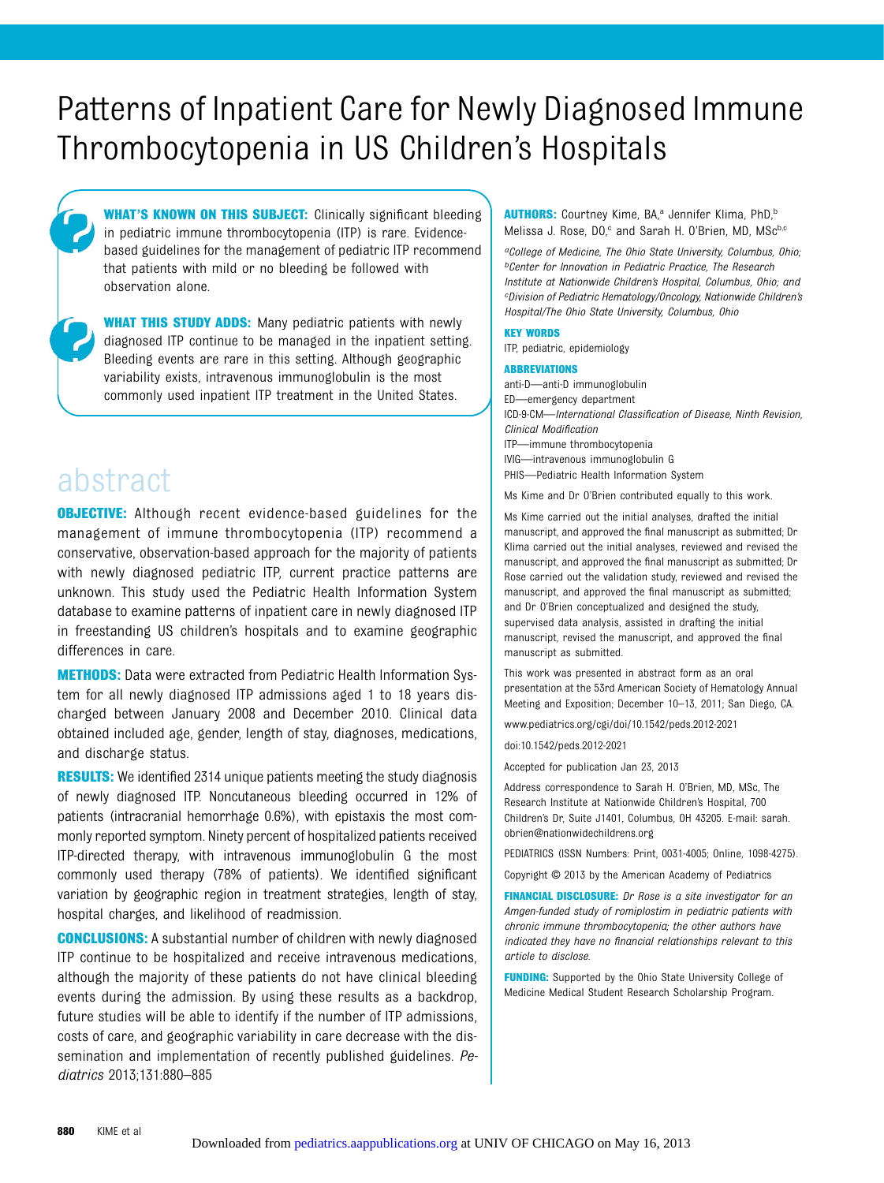# Patterns of Inpatient Care for Newly Diagnosed Immune Thrombocytopenia in US Children's Hospitals

**WHAT'S KNOWN ON THIS SUBJECT:** Clinically significant bleeding in pediatric immune thrombocytopenia (ITP) is rare. Evidence-based guidelines for the management of pediatric ITP recommend that patients with mild or no bleeding be followed with observation alone.

**WHAT THIS STUDY ADDS:** Many pediatric patients with newly diagnosed ITP continue to be managed in the inpatient setting. Bleeding events are rare in this setting. Although geographic variability exists, intravenous immunoglobulin is the most commonly used inpatient ITP treatment in the United States.

## abstract

**OBJECTIVE:** Although recent evidence-based guidelines for the management of immune thrombocytopenia (ITP) recommend a conservative, observation-based approach for the majority of patients with newly diagnosed pediatric ITP, current practice patterns are unknown. This study used the Pediatric Health Information System database to examine patterns of inpatient care in newly diagnosed ITP in freestanding US children's hospitals and to examine geographic differences in care.

**METHODS:** Data were extracted from Pediatric Health Information System for all newly diagnosed ITP admissions aged 1 to 18 years discharged between January 2008 and December 2010. Clinical data obtained included age, gender, length of stay, diagnoses, medications, and discharge status.

**RESULTS:** We identified 2314 unique patients meeting the study diagnosis of newly diagnosed ITP. Noncutaneous bleeding occurred in 12% of patients (intracranial hemorrhage 0.6%), with epistaxis the most commonly reported symptom. Ninety percent of hospitalized patients received ITP-directed therapy, with intravenous immunoglobulin G the most commonly used therapy (78% of patients). We identified significant variation by geographic region in treatment strategies, length of stay, hospital charges, and likelihood of readmission.

**CONCLUSIONS:** A substantial number of children with newly diagnosed ITP continue to be hospitalized and receive intravenous medications, although the majority of these patients do not have clinical bleeding events during the admission. By using these results as a backdrop, future studies will be able to identify if the number of ITP admissions, costs of care, and geographic variability in care decrease with the dissemination and implementation of recently published guidelines. *Pediatrics* 2013;131:880–885

**AUTHORS:** Courtney Kime, BA,[a] Jennifer Klima, PhD,[b] Melissa J. Rose, DO,[c] and Sarah H. O'Brien, MD, MSc[b,c]

[a]*College of Medicine, The Ohio State University, Columbus, Ohio;* [b]*Center for Innovation in Pediatric Practice, The Research Institute at Nationwide Children's Hospital, Columbus, Ohio; and* [c]*Division of Pediatric Hematology/Oncology, Nationwide Children's Hospital/The Ohio State University, Columbus, Ohio*

**KEY WORDS**

ITP, pediatric, epidemiology

**ABBREVIATIONS**

anti-D—anti-D immunoglobulin
ED—emergency department
ICD-9-CM—*International Classification of Disease, Ninth Revision, Clinical Modification*
ITP—immune thrombocytopenia
IVIG—intravenous immunoglobulin G
PHIS—Pediatric Health Information System

Ms Kime and Dr O'Brien contributed equally to this work.

Ms Kime carried out the initial analyses, drafted the initial manuscript, and approved the final manuscript as submitted; Dr Klima carried out the initial analyses, reviewed and revised the manuscript, and approved the final manuscript as submitted; Dr Rose carried out the validation study, reviewed and revised the manuscript, and approved the final manuscript as submitted; and Dr O'Brien conceptualized and designed the study, supervised data analysis, assisted in drafting the initial manuscript, revised the manuscript, and approved the final manuscript as submitted.

This work was presented in abstract form as an oral presentation at the 53rd American Society of Hematology Annual Meeting and Exposition; December 10–13, 2011; San Diego, CA.

www.pediatrics.org/cgi/doi/10.1542/peds.2012-2021

doi:10.1542/peds.2012-2021

Accepted for publication Jan 23, 2013

Address correspondence to Sarah H. O'Brien, MD, MSc, The Research Institute at Nationwide Children's Hospital, 700 Children's Dr, Suite J1401, Columbus, OH 43205. E-mail: sarah.obrien@nationwidechildrens.org

PEDIATRICS (ISSN Numbers: Print, 0031-4005; Online, 1098-4275).

Copyright © 2013 by the American Academy of Pediatrics

**FINANCIAL DISCLOSURE:** *Dr Rose is a site investigator for an Amgen-funded study of romiplostim in pediatric patients with chronic immune thrombocytopenia; the other authors have indicated they have no financial relationships relevant to this article to disclose.*

**FUNDING:** Supported by the Ohio State University College of Medicine Medical Student Research Scholarship Program.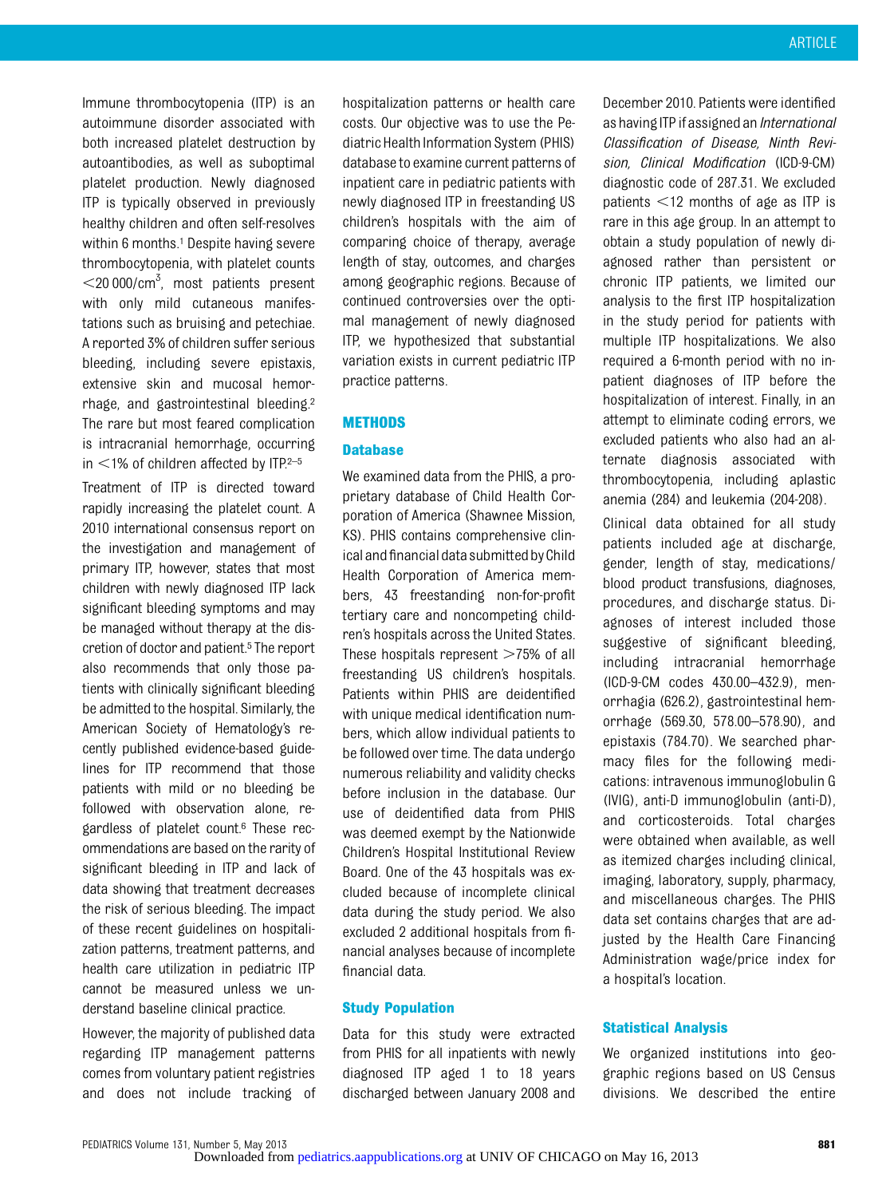Immune thrombocytopenia (ITP) is an autoimmune disorder associated with both increased platelet destruction by autoantibodies, as well as suboptimal platelet production. Newly diagnosed ITP is typically observed in previously healthy children and often self-resolves within 6 months.[1] Despite having severe thrombocytopenia, with platelet counts $<$20 000/cm$^3$, most patients present with only mild cutaneous manifestations such as bruising and petechiae. A reported 3% of children suffer serious bleeding, including severe epistaxis, extensive skin and mucosal hemorrhage, and gastrointestinal bleeding.[2] The rare but most feared complication is intracranial hemorrhage, occurring in $<$1% of children affected by ITP.[2–5]

Treatment of ITP is directed toward rapidly increasing the platelet count. A 2010 international consensus report on the investigation and management of primary ITP, however, states that most children with newly diagnosed ITP lack significant bleeding symptoms and may be managed without therapy at the discretion of doctor and patient.[5] The report also recommends that only those patients with clinically significant bleeding be admitted to the hospital. Similarly, the American Society of Hematology's recently published evidence-based guidelines for ITP recommend that those patients with mild or no bleeding be followed with observation alone, regardless of platelet count.[6] These recommendations are based on the rarity of significant bleeding in ITP and lack of data showing that treatment decreases the risk of serious bleeding. The impact of these recent guidelines on hospitalization patterns, treatment patterns, and health care utilization in pediatric ITP cannot be measured unless we understand baseline clinical practice.

However, the majority of published data regarding ITP management patterns comes from voluntary patient registries and does not include tracking of hospitalization patterns or health care costs. Our objective was to use the Pediatric Health Information System (PHIS) database to examine current patterns of inpatient care in pediatric patients with newly diagnosed ITP in freestanding US children's hospitals with the aim of comparing choice of therapy, average length of stay, outcomes, and charges among geographic regions. Because of continued controversies over the optimal management of newly diagnosed ITP, we hypothesized that substantial variation exists in current pediatric ITP practice patterns.

## METHODS

### Database

We examined data from the PHIS, a proprietary database of Child Health Corporation of America (Shawnee Mission, KS). PHIS contains comprehensive clinical and financial data submitted by Child Health Corporation of America members, 43 freestanding non-for-profit tertiary care and noncompeting children's hospitals across the United States. These hospitals represent $>$75% of all freestanding US children's hospitals. Patients within PHIS are deidentified with unique medical identification numbers, which allow individual patients to be followed over time. The data undergo numerous reliability and validity checks before inclusion in the database. Our use of deidentified data from PHIS was deemed exempt by the Nationwide Children's Hospital Institutional Review Board. One of the 43 hospitals was excluded because of incomplete clinical data during the study period. We also excluded 2 additional hospitals from financial analyses because of incomplete financial data.

### Study Population

Data for this study were extracted from PHIS for all inpatients with newly diagnosed ITP aged 1 to 18 years discharged between January 2008 and December 2010. Patients were identified as having ITP if assigned an *International Classification of Disease, Ninth Revision, Clinical Modification* (ICD-9-CM) diagnostic code of 287.31. We excluded patients $<$12 months of age as ITP is rare in this age group. In an attempt to obtain a study population of newly diagnosed rather than persistent or chronic ITP patients, we limited our analysis to the first ITP hospitalization in the study period for patients with multiple ITP hospitalizations. We also required a 6-month period with no inpatient diagnoses of ITP before the hospitalization of interest. Finally, in an attempt to eliminate coding errors, we excluded patients who also had an alternate diagnosis associated with thrombocytopenia, including aplastic anemia (284) and leukemia (204-208).

Clinical data obtained for all study patients included age at discharge, gender, length of stay, medications/blood product transfusions, diagnoses, procedures, and discharge status. Diagnoses of interest included those suggestive of significant bleeding, including intracranial hemorrhage (ICD-9-CM codes 430.00–432.9), menorrhagia (626.2), gastrointestinal hemorrhage (569.30, 578.00–578.90), and epistaxis (784.70). We searched pharmacy files for the following medications: intravenous immunoglobulin G (IVIG), anti-D immunoglobulin (anti-D), and corticosteroids. Total charges were obtained when available, as well as itemized charges including clinical, imaging, laboratory, supply, pharmacy, and miscellaneous charges. The PHIS data set contains charges that are adjusted by the Health Care Financing Administration wage/price index for a hospital's location.

### Statistical Analysis

We organized institutions into geographic regions based on US Census divisions. We described the entire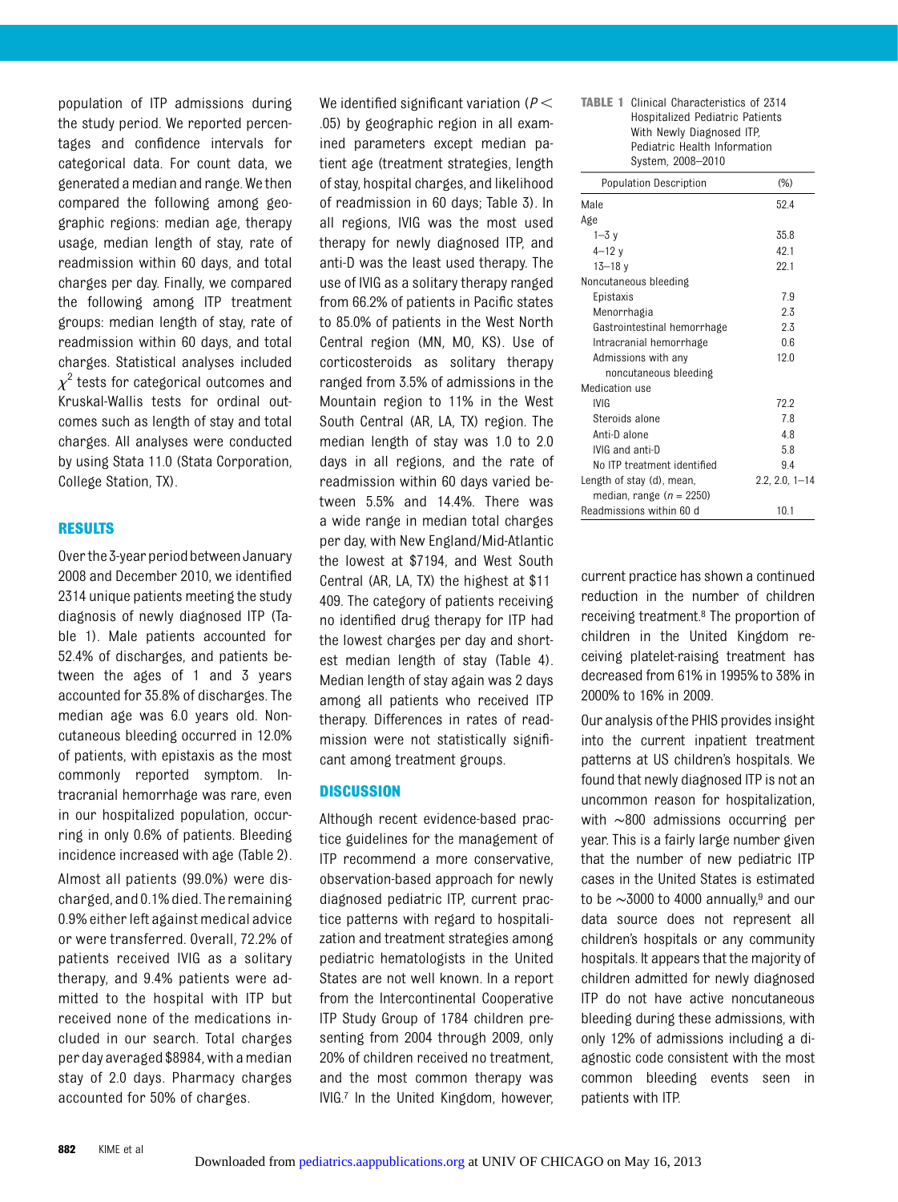population of ITP admissions during the study period. We reported percentages and confidence intervals for categorical data. For count data, we generated a median and range. We then compared the following among geographic regions: median age, therapy usage, median length of stay, rate of readmission within 60 days, and total charges per day. Finally, we compared the following among ITP treatment groups: median length of stay, rate of readmission within 60 days, and total charges. Statistical analyses included $\chi^2$ tests for categorical outcomes and Kruskal-Wallis tests for ordinal outcomes such as length of stay and total charges. All analyses were conducted by using Stata 11.0 (Stata Corporation, College Station, TX).

## RESULTS

Over the 3-year period between January 2008 and December 2010, we identified 2314 unique patients meeting the study diagnosis of newly diagnosed ITP (Table 1). Male patients accounted for 52.4% of discharges, and patients between the ages of 1 and 3 years accounted for 35.8% of discharges. The median age was 6.0 years old. Noncutaneous bleeding occurred in 12.0% of patients, with epistaxis as the most commonly reported symptom. Intracranial hemorrhage was rare, even in our hospitalized population, occurring in only 0.6% of patients. Bleeding incidence increased with age (Table 2).

Almost all patients (99.0%) were discharged, and 0.1% died. The remaining 0.9% either left against medical advice or were transferred. Overall, 72.2% of patients received IVIG as a solitary therapy, and 9.4% patients were admitted to the hospital with ITP but received none of the medications included in our search. Total charges per day averaged $8984, with a median stay of 2.0 days. Pharmacy charges accounted for 50% of charges.

We identified significant variation ($P <$ .05) by geographic region in all examined parameters except median patient age (treatment strategies, length of stay, hospital charges, and likelihood of readmission in 60 days; Table 3). In all regions, IVIG was the most used therapy for newly diagnosed ITP, and anti-D was the least used therapy. The use of IVIG as a solitary therapy ranged from 66.2% of patients in Pacific states to 85.0% of patients in the West North Central region (MN, MO, KS). Use of corticosteroids as solitary therapy ranged from 3.5% of admissions in the Mountain region to 11% in the West South Central (AR, LA, TX) region. The median length of stay was 1.0 to 2.0 days in all regions, and the rate of readmission within 60 days varied between 5.5% and 14.4%. There was a wide range in median total charges per day, with New England/Mid-Atlantic the lowest at $7194, and West South Central (AR, LA, TX) the highest at $11 409. The category of patients receiving no identified drug therapy for ITP had the lowest charges per day and shortest median length of stay (Table 4). Median length of stay again was 2 days among all patients who received ITP therapy. Differences in rates of readmission were not statistically significant among treatment groups.

## DISCUSSION

Although recent evidence-based practice guidelines for the management of ITP recommend a more conservative, observation-based approach for newly diagnosed pediatric ITP, current practice patterns with regard to hospitalization and treatment strategies among pediatric hematologists in the United States are not well known. In a report from the Intercontinental Cooperative ITP Study Group of 1784 children presenting from 2004 through 2009, only 20% of children received no treatment, and the most common therapy was IVIG.[7] In the United Kingdom, however, current practice has shown a continued reduction in the number of children receiving treatment.[8] The proportion of children in the United Kingdom receiving platelet-raising treatment has decreased from 61% in 1995% to 38% in 2000% to 16% in 2009.

Our analysis of the PHIS provides insight into the current inpatient treatment patterns at US children's hospitals. We found that newly diagnosed ITP is not an uncommon reason for hospitalization, with ∼800 admissions occurring per year. This is a fairly large number given that the number of new pediatric ITP cases in the United States is estimated to be ∼3000 to 4000 annually,[9] and our data source does not represent all children's hospitals or any community hospitals. It appears that the majority of children admitted for newly diagnosed ITP do not have active noncutaneous bleeding during these admissions, with only 12% of admissions including a diagnostic code consistent with the most common bleeding events seen in patients with ITP.

**TABLE 1** Clinical Characteristics of 2314 Hospitalized Pediatric Patients With Newly Diagnosed ITP, Pediatric Health Information System, 2008–2010

| Population Description | (%) |
|---|---|
| Male | 52.4 |
| Age | |
| 1–3 y | 35.8 |
| 4–12 y | 42.1 |
| 13–18 y | 22.1 |
| Noncutaneous bleeding | |
| Epistaxis | 7.9 |
| Menorrhagia | 2.3 |
| Gastrointestinal hemorrhage | 2.3 |
| Intracranial hemorrhage | 0.6 |
| Admissions with any noncutaneous bleeding | 12.0 |
| Medication use | |
| IVIG | 72.2 |
| Steroids alone | 7.8 |
| Anti-D alone | 4.8 |
| IVIG and anti-D | 5.8 |
| No ITP treatment identified | 9.4 |
| Length of stay (d), mean, median, range ($n$ = 2250) | 2.2, 2.0, 1–14 |
| Readmissions within 60 d | 10.1 |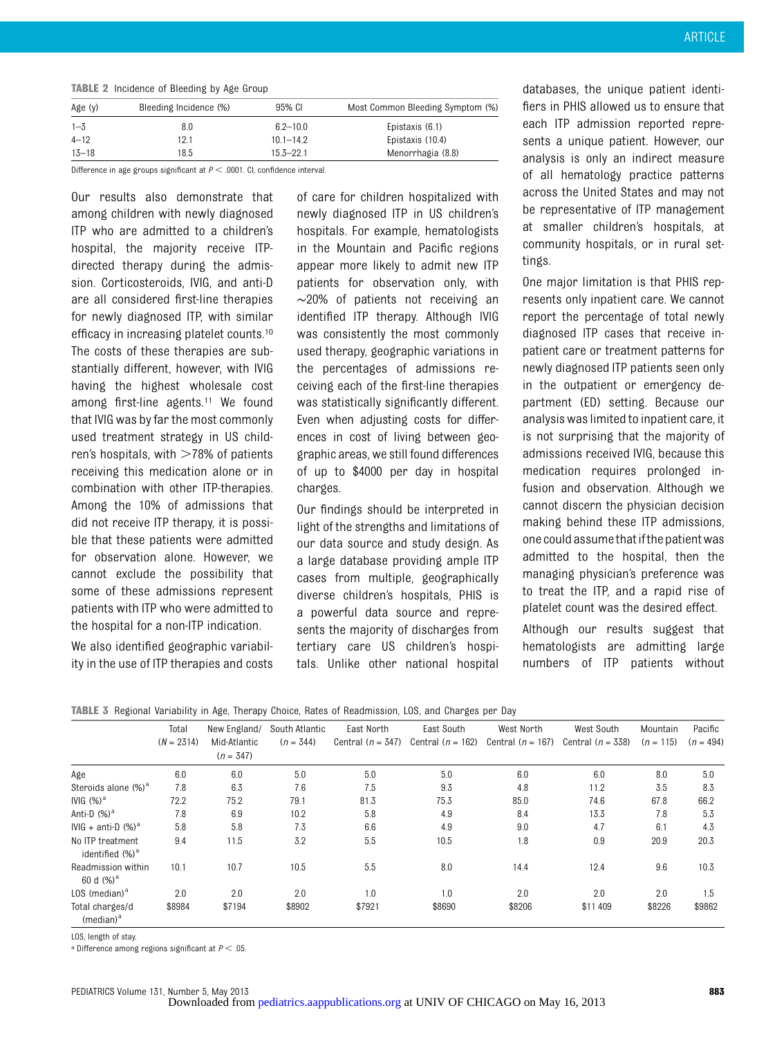**TABLE 2** Incidence of Bleeding by Age Group

| Age (y) | Bleeding Incidence (%) | 95% CI | Most Common Bleeding Symptom (%) |
| --- | --- | --- | --- |
| 1–3 | 8.0 | 6.2–10.0 | Epistaxis (6.1) |
| 4–12 | 12.1 | 10.1–14.2 | Epistaxis (10.4) |
| 13–18 | 18.5 | 15.3–22.1 | Menorrhagia (8.8) |

Difference in age groups significant at $P < .0001$. CI, confidence interval.

Our results also demonstrate that among children with newly diagnosed ITP who are admitted to a children's hospital, the majority receive ITP-directed therapy during the admission. Corticosteroids, IVIG, and anti-D are all considered first-line therapies for newly diagnosed ITP, with similar efficacy in increasing platelet counts.[10] The costs of these therapies are substantially different, however, with IVIG having the highest wholesale cost among first-line agents.[11] We found that IVIG was by far the most commonly used treatment strategy in US children's hospitals, with >78% of patients receiving this medication alone or in combination with other ITP-therapies. Among the 10% of admissions that did not receive ITP therapy, it is possible that these patients were admitted for observation alone. However, we cannot exclude the possibility that some of these admissions represent patients with ITP who were admitted to the hospital for a non-ITP indication.

We also identified geographic variability in the use of ITP therapies and costs of care for children hospitalized with newly diagnosed ITP in US children's hospitals. For example, hematologists in the Mountain and Pacific regions appear more likely to admit new ITP patients for observation only, with ~20% of patients not receiving an identified ITP therapy. Although IVIG was consistently the most commonly used therapy, geographic variations in the percentages of admissions receiving each of the first-line therapies was statistically significantly different. Even when adjusting costs for differences in cost of living between geographic areas, we still found differences of up to $4000 per day in hospital charges.

Our findings should be interpreted in light of the strengths and limitations of our data source and study design. As a large database providing ample ITP cases from multiple, geographically diverse children's hospitals, PHIS is a powerful data source and represents the majority of discharges from tertiary care US children's hospitals. Unlike other national hospital databases, the unique patient identifiers in PHIS allowed us to ensure that each ITP admission reported represents a unique patient. However, our analysis is only an indirect measure of all hematology practice patterns across the United States and may not be representative of ITP management at smaller children's hospitals, at community hospitals, or in rural settings.

One major limitation is that PHIS represents only inpatient care. We cannot report the percentage of total newly diagnosed ITP cases that receive inpatient care or treatment patterns for newly diagnosed ITP patients seen only in the outpatient or emergency department (ED) setting. Because our analysis was limited to inpatient care, it is not surprising that the majority of admissions received IVIG, because this medication requires prolonged infusion and observation. Although we cannot discern the physician decision making behind these ITP admissions, one could assume that if the patient was admitted to the hospital, then the managing physician's preference was to treat the ITP, and a rapid rise of platelet count was the desired effect.

Although our results suggest that hematologists are admitting large numbers of ITP patients without

**TABLE 3** Regional Variability in Age, Therapy Choice, Rates of Readmission, LOS, and Charges per Day

| | Total ($N$ = 2314) | New England/ Mid-Atlantic ($n$ = 347) | South Atlantic ($n$ = 344) | East North Central ($n$ = 347) | East South Central ($n$ = 162) | West North Central ($n$ = 167) | West South Central ($n$ = 338) | Mountain ($n$ = 115) | Pacific ($n$ = 494) |
| --- | --- | --- | --- | --- | --- | --- | --- | --- | --- |
| Age | 6.0 | 6.0 | 5.0 | 5.0 | 5.0 | 6.0 | 6.0 | 8.0 | 5.0 |
| Steroids alone (%)[a] | 7.8 | 6.3 | 7.6 | 7.5 | 9.3 | 4.8 | 11.2 | 3.5 | 8.3 |
| IVIG (%)[a] | 72.2 | 75.2 | 79.1 | 81.3 | 75.3 | 85.0 | 74.6 | 67.8 | 66.2 |
| Anti-D (%)[a] | 7.8 | 6.9 | 10.2 | 5.8 | 4.9 | 8.4 | 13.3 | 7.8 | 5.3 |
| IVIG + anti-D (%)[a] | 5.8 | 5.8 | 7.3 | 6.6 | 4.9 | 9.0 | 4.7 | 6.1 | 4.3 |
| No ITP treatment identified (%)[a] | 9.4 | 11.5 | 3.2 | 5.5 | 10.5 | 1.8 | 0.9 | 20.9 | 20.3 |
| Readmission within 60 d (%)[a] | 10.1 | 10.7 | 10.5 | 5.5 | 8.0 | 14.4 | 12.4 | 9.6 | 10.3 |
| LOS (median)[a] | 2.0 | 2.0 | 2.0 | 1.0 | 1.0 | 2.0 | 2.0 | 2.0 | 1.5 |
| Total charges/d (median)[a] | $8984 | $7194 | $8902 | $7921 | $8690 | $8206 | $11 409 | $8226 | $9862 |

LOS, length of stay.

[a] Difference among regions significant at $P < .05$.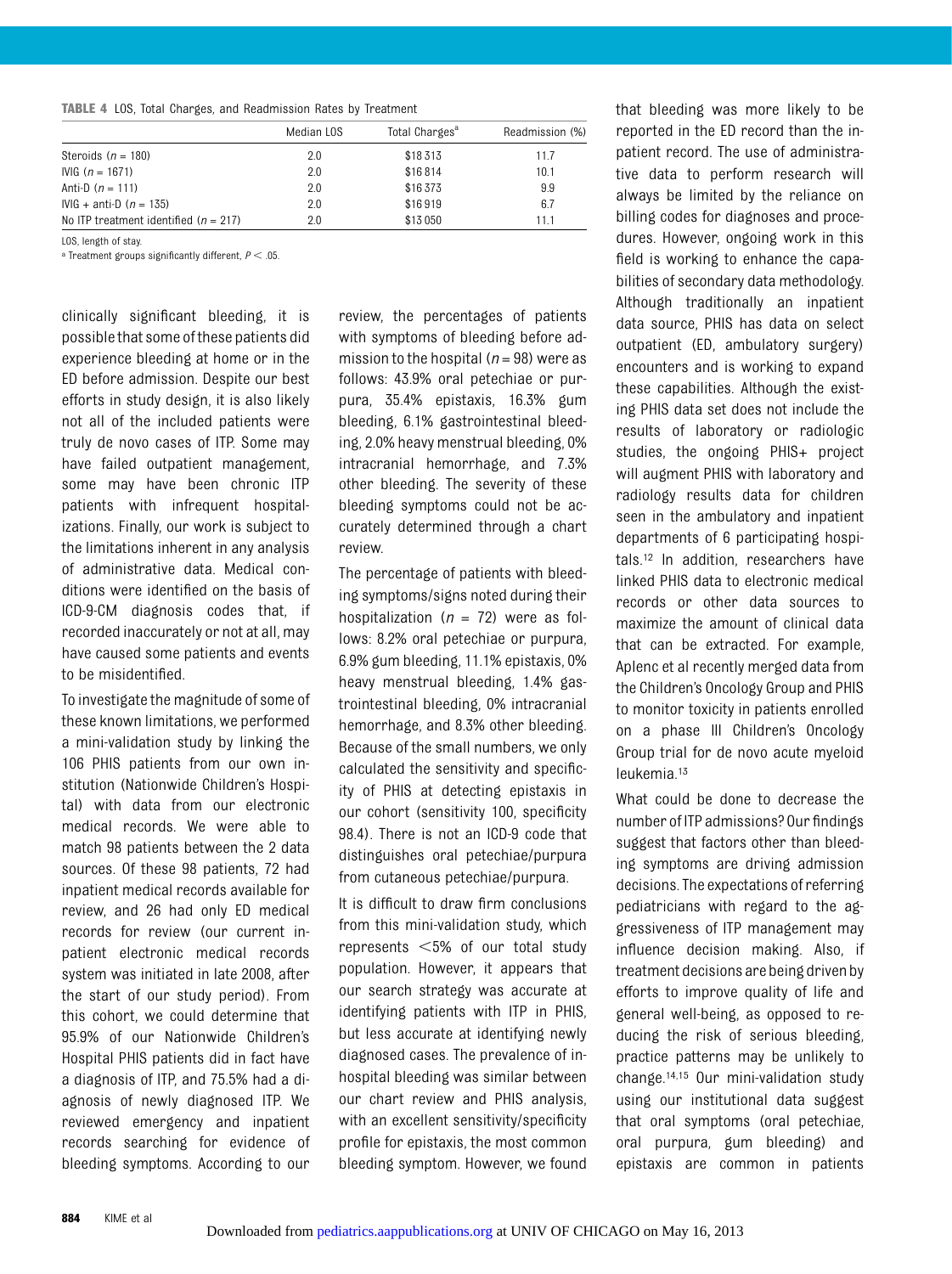**TABLE 4** LOS, Total Charges, and Readmission Rates by Treatment

| | Median LOS | Total Charges[a] | Readmission (%) |
|---|---|---|---|
| Steroids ($n$ = 180) | 2.0 | $18 313 | 11.7 |
| IVIG ($n$ = 1671) | 2.0 | $16 814 | 10.1 |
| Anti-D ($n$ = 111) | 2.0 | $16 373 | 9.9 |
| IVIG + anti-D ($n$ = 135) | 2.0 | $16 919 | 6.7 |
| No ITP treatment identified ($n$ = 217) | 2.0 | $13 050 | 11.1 |

LOS, length of stay.

[a] Treatment groups significantly different, $P < .05$.

clinically significant bleeding, it is possible that some of these patients did experience bleeding at home or in the ED before admission. Despite our best efforts in study design, it is also likely not all of the included patients were truly de novo cases of ITP. Some may have failed outpatient management, some may have been chronic ITP patients with infrequent hospitalizations. Finally, our work is subject to the limitations inherent in any analysis of administrative data. Medical conditions were identified on the basis of ICD-9-CM diagnosis codes that, if recorded inaccurately or not at all, may have caused some patients and events to be misidentified.

To investigate the magnitude of some of these known limitations, we performed a mini-validation study by linking the 106 PHIS patients from our own institution (Nationwide Children's Hospital) with data from our electronic medical records. We were able to match 98 patients between the 2 data sources. Of these 98 patients, 72 had inpatient medical records available for review, and 26 had only ED medical records for review (our current inpatient electronic medical records system was initiated in late 2008, after the start of our study period). From this cohort, we could determine that 95.9% of our Nationwide Children's Hospital PHIS patients did in fact have a diagnosis of ITP, and 75.5% had a diagnosis of newly diagnosed ITP. We reviewed emergency and inpatient records searching for evidence of bleeding symptoms. According to our review, the percentages of patients with symptoms of bleeding before admission to the hospital ($n$ = 98) were as follows: 43.9% oral petechiae or purpura, 35.4% epistaxis, 16.3% gum bleeding, 6.1% gastrointestinal bleeding, 2.0% heavy menstrual bleeding, 0% intracranial hemorrhage, and 7.3% other bleeding. The severity of these bleeding symptoms could not be accurately determined through a chart review.

The percentage of patients with bleeding symptoms/signs noted during their hospitalization ($n$ = 72) were as follows: 8.2% oral petechiae or purpura, 6.9% gum bleeding, 11.1% epistaxis, 0% heavy menstrual bleeding, 1.4% gastrointestinal bleeding, 0% intracranial hemorrhage, and 8.3% other bleeding. Because of the small numbers, we only calculated the sensitivity and specificity of PHIS at detecting epistaxis in our cohort (sensitivity 100, specificity 98.4). There is not an ICD-9 code that distinguishes oral petechiae/purpura from cutaneous petechiae/purpura.

It is difficult to draw firm conclusions from this mini-validation study, which represents <5% of our total study population. However, it appears that our search strategy was accurate at identifying patients with ITP in PHIS, but less accurate at identifying newly diagnosed cases. The prevalence of in-hospital bleeding was similar between our chart review and PHIS analysis, with an excellent sensitivity/specificity profile for epistaxis, the most common bleeding symptom. However, we found that bleeding was more likely to be reported in the ED record than the inpatient record. The use of administrative data to perform research will always be limited by the reliance on billing codes for diagnoses and procedures. However, ongoing work in this field is working to enhance the capabilities of secondary data methodology. Although traditionally an inpatient data source, PHIS has data on select outpatient (ED, ambulatory surgery) encounters and is working to expand these capabilities. Although the existing PHIS data set does not include the results of laboratory or radiologic studies, the ongoing PHIS+ project will augment PHIS with laboratory and radiology results data for children seen in the ambulatory and inpatient departments of 6 participating hospitals.[12] In addition, researchers have linked PHIS data to electronic medical records or other data sources to maximize the amount of clinical data that can be extracted. For example, Aplenc et al recently merged data from the Children's Oncology Group and PHIS to monitor toxicity in patients enrolled on a phase III Children's Oncology Group trial for de novo acute myeloid leukemia.[13]

What could be done to decrease the number of ITP admissions? Our findings suggest that factors other than bleeding symptoms are driving admission decisions. The expectations of referring pediatricians with regard to the aggressiveness of ITP management may influence decision making. Also, if treatment decisions are being driven by efforts to improve quality of life and general well-being, as opposed to reducing the risk of serious bleeding, practice patterns may be unlikely to change.[14,15] Our mini-validation study using our institutional data suggest that oral symptoms (oral petechiae, oral purpura, gum bleeding) and epistaxis are common in patients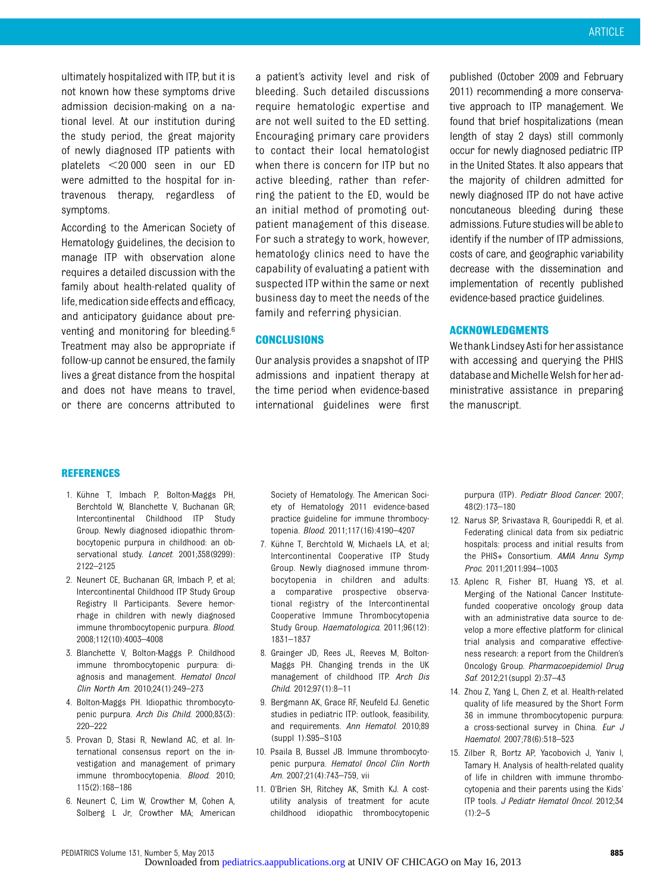ultimately hospitalized with ITP, but it is not known how these symptoms drive admission decision-making on a national level. At our institution during the study period, the great majority of newly diagnosed ITP patients with platelets <20 000 seen in our ED were admitted to the hospital for intravenous therapy, regardless of symptoms.

According to the American Society of Hematology guidelines, the decision to manage ITP with observation alone requires a detailed discussion with the family about health-related quality of life, medication side effects and efficacy, and anticipatory guidance about preventing and monitoring for bleeding.[6] Treatment may also be appropriate if follow-up cannot be ensured, the family lives a great distance from the hospital and does not have means to travel, or there are concerns attributed to a patient's activity level and risk of bleeding. Such detailed discussions require hematologic expertise and are not well suited to the ED setting. Encouraging primary care providers to contact their local hematologist when there is concern for ITP but no active bleeding, rather than referring the patient to the ED, would be an initial method of promoting outpatient management of this disease. For such a strategy to work, however, hematology clinics need to have the capability of evaluating a patient with suspected ITP within the same or next business day to meet the needs of the family and referring physician.

## CONCLUSIONS

Our analysis provides a snapshot of ITP admissions and inpatient therapy at the time period when evidence-based international guidelines were first published (October 2009 and February 2011) recommending a more conservative approach to ITP management. We found that brief hospitalizations (mean length of stay 2 days) still commonly occur for newly diagnosed pediatric ITP in the United States. It also appears that the majority of children admitted for newly diagnosed ITP do not have active noncutaneous bleeding during these admissions. Future studies will be able to identify if the number of ITP admissions, costs of care, and geographic variability decrease with the dissemination and implementation of recently published evidence-based practice guidelines.

## ACKNOWLEDGMENTS

We thank Lindsey Asti for her assistance with accessing and querying the PHIS database and Michelle Welsh for her administrative assistance in preparing the manuscript.

## REFERENCES

1. Kühne T, Imbach P, Bolton-Maggs PH, Berchtold W, Blanchette V, Buchanan GR; Intercontinental Childhood ITP Study Group. Newly diagnosed idiopathic thrombocytopenic purpura in childhood: an observational study. *Lancet*. 2001;358(9299):2122–2125
2. Neunert CE, Buchanan GR, Imbach P, et al; Intercontinental Childhood ITP Study Group Registry II Participants. Severe hemorrhage in children with newly diagnosed immune thrombocytopenic purpura. *Blood*. 2008;112(10):4003–4008
3. Blanchette V, Bolton-Maggs P. Childhood immune thrombocytopenic purpura: diagnosis and management. *Hematol Oncol Clin North Am*. 2010;24(1):249–273
4. Bolton-Maggs PH. Idiopathic thrombocytopenic purpura. *Arch Dis Child*. 2000;83(3):220–222
5. Provan D, Stasi R, Newland AC, et al. International consensus report on the investigation and management of primary immune thrombocytopenia. *Blood*. 2010;115(2):168–186
6. Neunert C, Lim W, Crowther M, Cohen A, Solberg L Jr, Crowther MA; American Society of Hematology. The American Society of Hematology 2011 evidence-based practice guideline for immune thrombocytopenia. *Blood*. 2011;117(16):4190–4207
7. Kühne T, Berchtold W, Michaels LA, et al; Intercontinental Cooperative ITP Study Group. Newly diagnosed immune thrombocytopenia in children and adults: a comparative prospective observational registry of the Intercontinental Cooperative Immune Thrombocytopenia Study Group. *Haematologica*. 2011;96(12):1831–1837
8. Grainger JD, Rees JL, Reeves M, Bolton-Maggs PH. Changing trends in the UK management of childhood ITP. *Arch Dis Child*. 2012;97(1):8–11
9. Bergmann AK, Grace RF, Neufeld EJ. Genetic studies in pediatric ITP: outlook, feasibility, and requirements. *Ann Hematol*. 2010;89(suppl 1):S95–S103
10. Psaila B, Bussel JB. Immune thrombocytopenic purpura. *Hematol Oncol Clin North Am*. 2007;21(4):743–759, vii
11. O'Brien SH, Ritchey AK, Smith KJ. A cost-utility analysis of treatment for acute childhood idiopathic thrombocytopenic purpura (ITP). *Pediatr Blood Cancer*. 2007;48(2):173–180
12. Narus SP, Srivastava R, Gouripeddi R, et al. Federating clinical data from six pediatric hospitals: process and initial results from the PHIS+ Consortium. *AMIA Annu Symp Proc*. 2011;2011:994–1003
13. Aplenc R, Fisher BT, Huang YS, et al. Merging of the National Cancer Institute-funded cooperative oncology group data with an administrative data source to develop a more effective platform for clinical trial analysis and comparative effectiveness research: a report from the Children's Oncology Group. *Pharmacoepidemiol Drug Saf*. 2012;21(suppl 2):37–43
14. Zhou Z, Yang L, Chen Z, et al. Health-related quality of life measured by the Short Form 36 in immune thrombocytopenic purpura: a cross-sectional survey in China. *Eur J Haematol*. 2007;78(6):518–523
15. Zilber R, Bortz AP, Yacobovich J, Yaniv I, Tamary H. Analysis of health-related quality of life in children with immune thrombocytopenia and their parents using the Kids' ITP tools. *J Pediatr Hematol Oncol*. 2012;34(1):2–5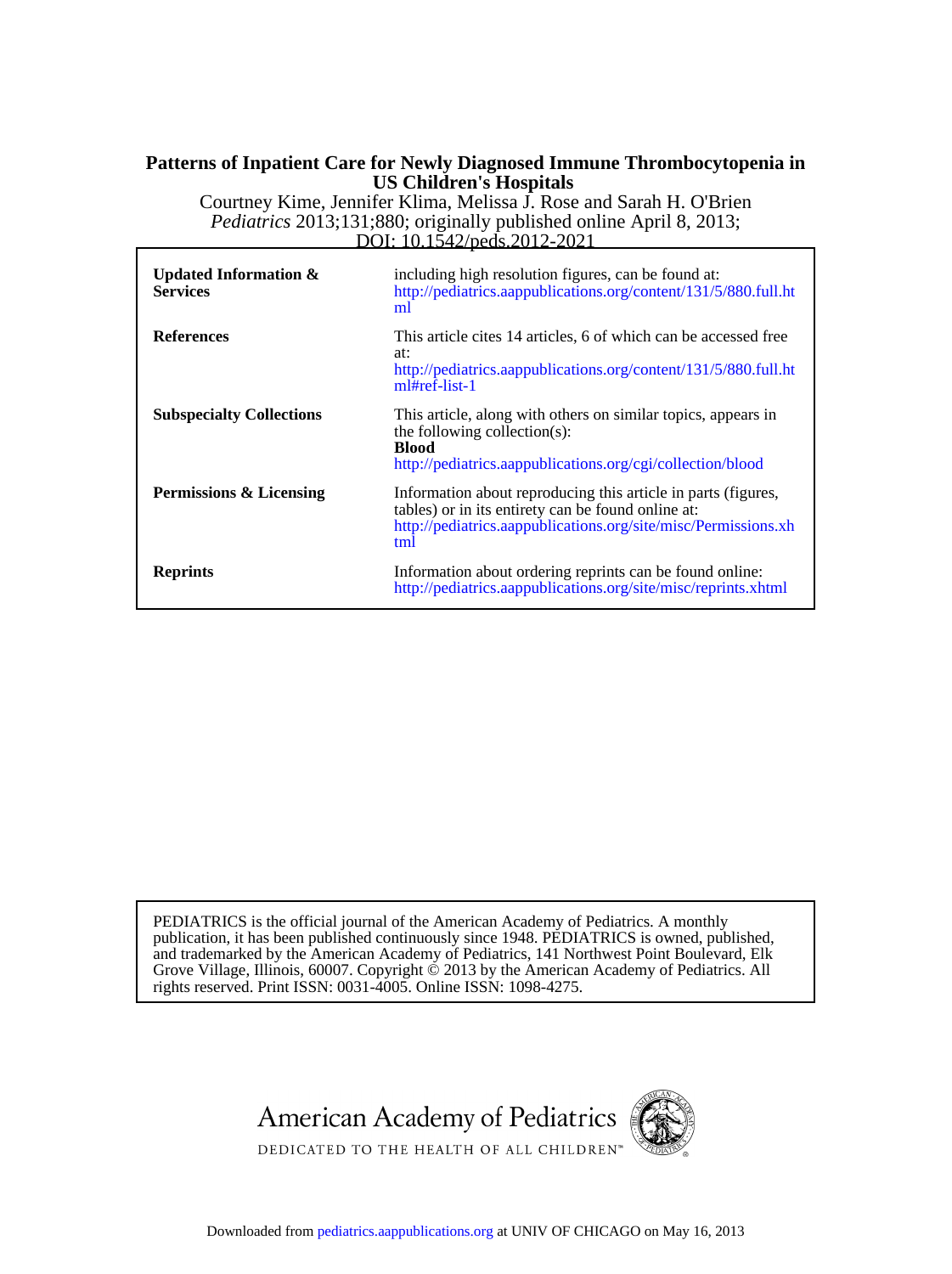**Patterns of Inpatient Care for Newly Diagnosed Immune Thrombocytopenia in US Children's Hospitals**

Courtney Kime, Jennifer Klima, Melissa J. Rose and Sarah H. O'Brien

*Pediatrics* 2013;131;880; originally published online April 8, 2013;

DOI: 10.1542/peds.2012-2021

| | |
|---|---|
| **Updated Information & Services** | including high resolution figures, can be found at: http://pediatrics.aappublications.org/content/131/5/880.full.html |
| **References** | This article cites 14 articles, 6 of which can be accessed free at: http://pediatrics.aappublications.org/content/131/5/880.full.html#ref-list-1 |
| **Subspecialty Collections** | This article, along with others on similar topics, appears in the following collection(s): **Blood** http://pediatrics.aappublications.org/cgi/collection/blood |
| **Permissions & Licensing** | Information about reproducing this article in parts (figures, tables) or in its entirety can be found online at: http://pediatrics.aappublications.org/site/misc/Permissions.xhtml |
| **Reprints** | Information about ordering reprints can be found online: http://pediatrics.aappublications.org/site/misc/reprints.xhtml |

PEDIATRICS is the official journal of the American Academy of Pediatrics. A monthly publication, it has been published continuously since 1948. PEDIATRICS is owned, published, and trademarked by the American Academy of Pediatrics, 141 Northwest Point Boulevard, Elk Grove Village, Illinois, 60007. Copyright © 2013 by the American Academy of Pediatrics. All rights reserved. Print ISSN: 0031-4005. Online ISSN: 1098-4275.

American Academy of Pediatrics

DEDICATED TO THE HEALTH OF ALL CHILDREN™

Downloaded from pediatrics.aappublications.org at UNIV OF CHICAGO on May 16, 2013